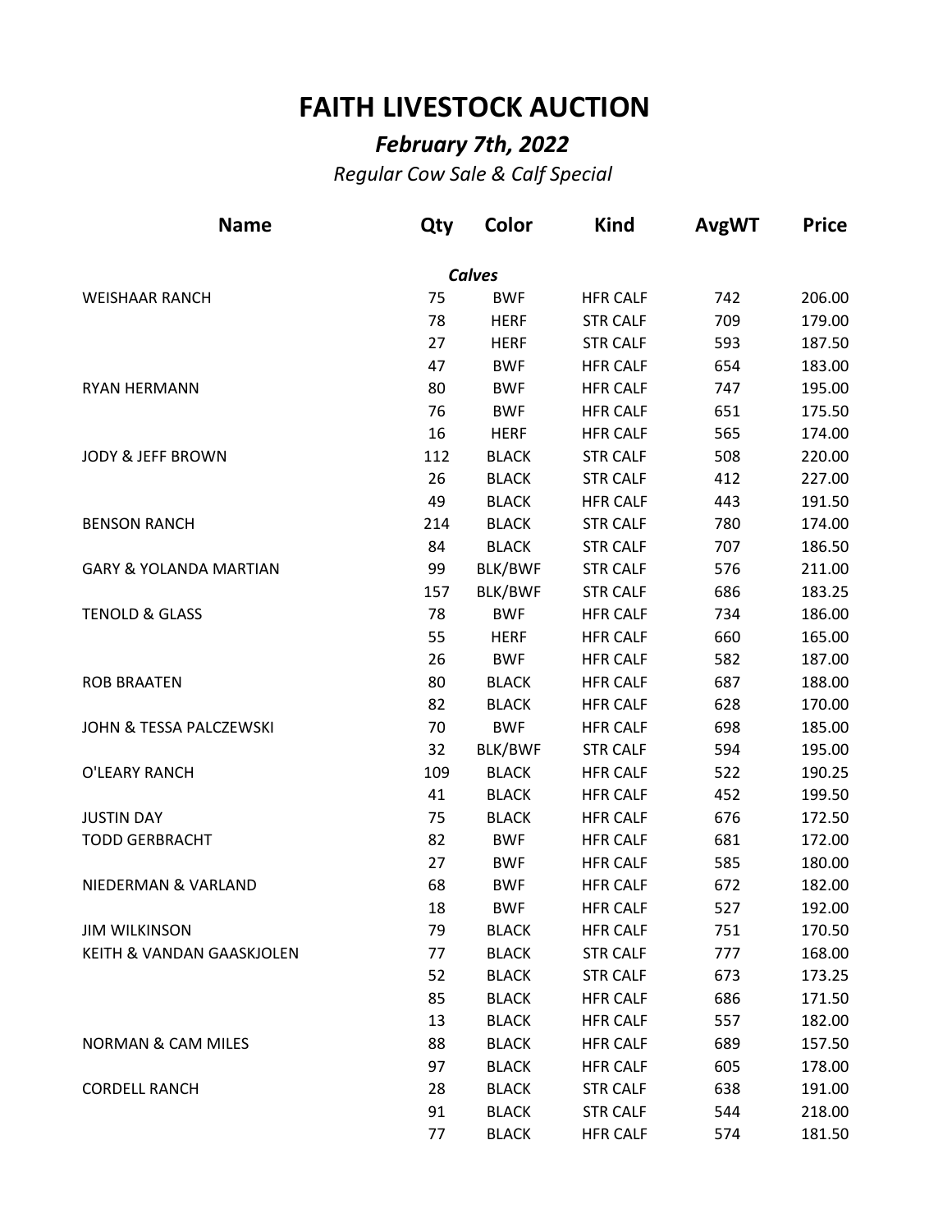# FAITH LIVESTOCK AUCTION

## *February 7th, 2022*

*Regular Cow Sale & Calf Special*

| Name | Qty | Color | Kind | AvgWT | Price |
|---|---|---|---|---|---|
| | | ***Calves*** | | | |
| WEISHAAR RANCH | 75 | BWF | HFR CALF | 742 | 206.00 |
| | 78 | HERF | STR CALF | 709 | 179.00 |
| | 27 | HERF | STR CALF | 593 | 187.50 |
| | 47 | BWF | HFR CALF | 654 | 183.00 |
| RYAN HERMANN | 80 | BWF | HFR CALF | 747 | 195.00 |
| | 76 | BWF | HFR CALF | 651 | 175.50 |
| | 16 | HERF | HFR CALF | 565 | 174.00 |
| JODY & JEFF BROWN | 112 | BLACK | STR CALF | 508 | 220.00 |
| | 26 | BLACK | STR CALF | 412 | 227.00 |
| | 49 | BLACK | HFR CALF | 443 | 191.50 |
| BENSON RANCH | 214 | BLACK | STR CALF | 780 | 174.00 |
| | 84 | BLACK | STR CALF | 707 | 186.50 |
| GARY & YOLANDA MARTIAN | 99 | BLK/BWF | STR CALF | 576 | 211.00 |
| | 157 | BLK/BWF | STR CALF | 686 | 183.25 |
| TENOLD & GLASS | 78 | BWF | HFR CALF | 734 | 186.00 |
| | 55 | HERF | HFR CALF | 660 | 165.00 |
| | 26 | BWF | HFR CALF | 582 | 187.00 |
| ROB BRAATEN | 80 | BLACK | HFR CALF | 687 | 188.00 |
| | 82 | BLACK | HFR CALF | 628 | 170.00 |
| JOHN & TESSA PALCZEWSKI | 70 | BWF | HFR CALF | 698 | 185.00 |
| | 32 | BLK/BWF | STR CALF | 594 | 195.00 |
| O'LEARY RANCH | 109 | BLACK | HFR CALF | 522 | 190.25 |
| | 41 | BLACK | HFR CALF | 452 | 199.50 |
| JUSTIN DAY | 75 | BLACK | HFR CALF | 676 | 172.50 |
| TODD GERBRACHT | 82 | BWF | HFR CALF | 681 | 172.00 |
| | 27 | BWF | HFR CALF | 585 | 180.00 |
| NIEDERMAN & VARLAND | 68 | BWF | HFR CALF | 672 | 182.00 |
| | 18 | BWF | HFR CALF | 527 | 192.00 |
| JIM WILKINSON | 79 | BLACK | HFR CALF | 751 | 170.50 |
| KEITH & VANDAN GAASKJOLEN | 77 | BLACK | STR CALF | 777 | 168.00 |
| | 52 | BLACK | STR CALF | 673 | 173.25 |
| | 85 | BLACK | HFR CALF | 686 | 171.50 |
| | 13 | BLACK | HFR CALF | 557 | 182.00 |
| NORMAN & CAM MILES | 88 | BLACK | HFR CALF | 689 | 157.50 |
| | 97 | BLACK | HFR CALF | 605 | 178.00 |
| CORDELL RANCH | 28 | BLACK | STR CALF | 638 | 191.00 |
| | 91 | BLACK | STR CALF | 544 | 218.00 |
| | 77 | BLACK | HFR CALF | 574 | 181.50 |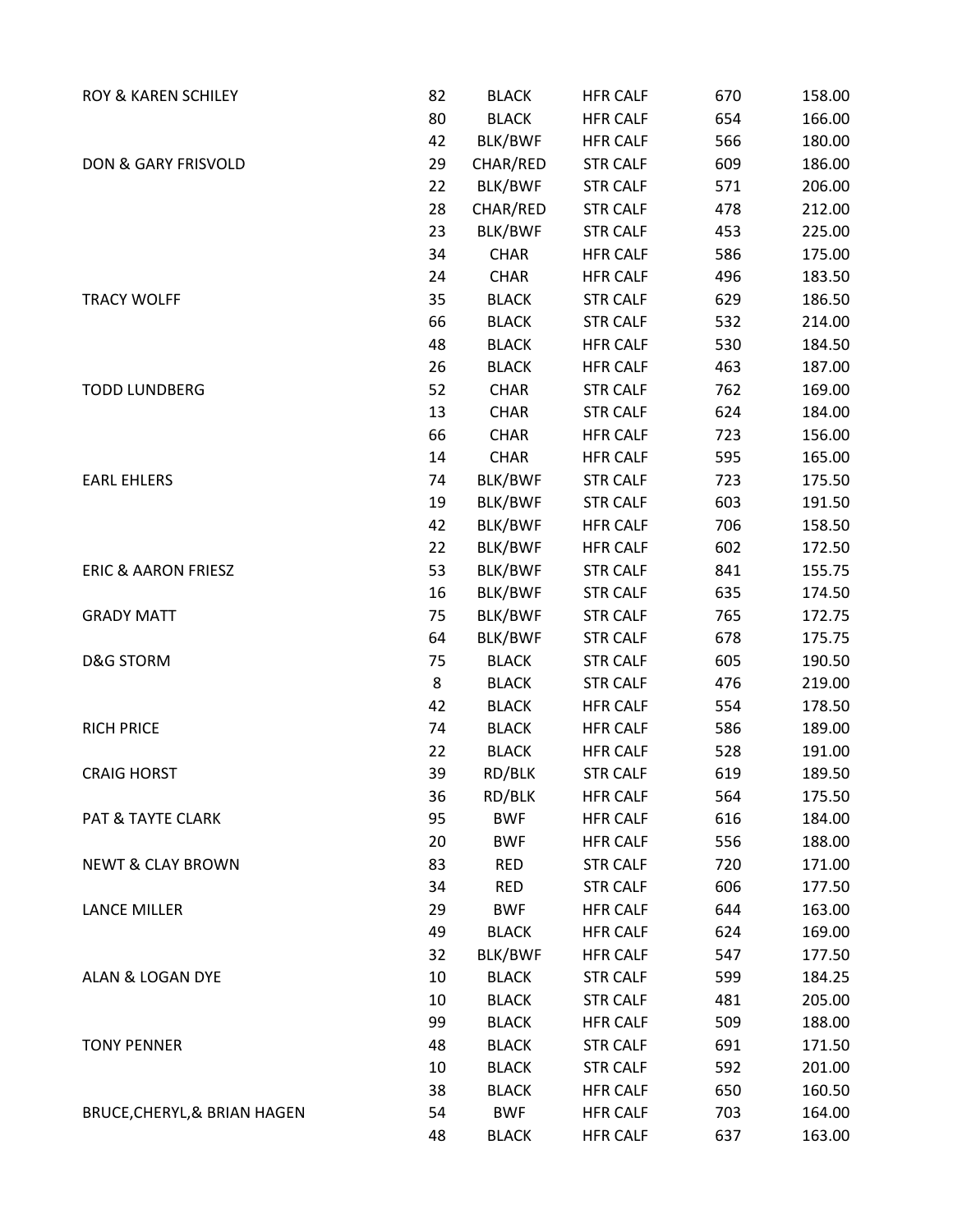| | | | | | |
|---|---|---|---|---|---|
| ROY & KAREN SCHILEY | 82 | BLACK | HFR CALF | 670 | 158.00 |
| | 80 | BLACK | HFR CALF | 654 | 166.00 |
| | 42 | BLK/BWF | HFR CALF | 566 | 180.00 |
| DON & GARY FRISVOLD | 29 | CHAR/RED | STR CALF | 609 | 186.00 |
| | 22 | BLK/BWF | STR CALF | 571 | 206.00 |
| | 28 | CHAR/RED | STR CALF | 478 | 212.00 |
| | 23 | BLK/BWF | STR CALF | 453 | 225.00 |
| | 34 | CHAR | HFR CALF | 586 | 175.00 |
| | 24 | CHAR | HFR CALF | 496 | 183.50 |
| TRACY WOLFF | 35 | BLACK | STR CALF | 629 | 186.50 |
| | 66 | BLACK | STR CALF | 532 | 214.00 |
| | 48 | BLACK | HFR CALF | 530 | 184.50 |
| | 26 | BLACK | HFR CALF | 463 | 187.00 |
| TODD LUNDBERG | 52 | CHAR | STR CALF | 762 | 169.00 |
| | 13 | CHAR | STR CALF | 624 | 184.00 |
| | 66 | CHAR | HFR CALF | 723 | 156.00 |
| | 14 | CHAR | HFR CALF | 595 | 165.00 |
| EARL EHLERS | 74 | BLK/BWF | STR CALF | 723 | 175.50 |
| | 19 | BLK/BWF | STR CALF | 603 | 191.50 |
| | 42 | BLK/BWF | HFR CALF | 706 | 158.50 |
| | 22 | BLK/BWF | HFR CALF | 602 | 172.50 |
| ERIC & AARON FRIESZ | 53 | BLK/BWF | STR CALF | 841 | 155.75 |
| | 16 | BLK/BWF | STR CALF | 635 | 174.50 |
| GRADY MATT | 75 | BLK/BWF | STR CALF | 765 | 172.75 |
| | 64 | BLK/BWF | STR CALF | 678 | 175.75 |
| D&G STORM | 75 | BLACK | STR CALF | 605 | 190.50 |
| | 8 | BLACK | STR CALF | 476 | 219.00 |
| | 42 | BLACK | HFR CALF | 554 | 178.50 |
| RICH PRICE | 74 | BLACK | HFR CALF | 586 | 189.00 |
| | 22 | BLACK | HFR CALF | 528 | 191.00 |
| CRAIG HORST | 39 | RD/BLK | STR CALF | 619 | 189.50 |
| | 36 | RD/BLK | HFR CALF | 564 | 175.50 |
| PAT & TAYTE CLARK | 95 | BWF | HFR CALF | 616 | 184.00 |
| | 20 | BWF | HFR CALF | 556 | 188.00 |
| NEWT & CLAY BROWN | 83 | RED | STR CALF | 720 | 171.00 |
| | 34 | RED | STR CALF | 606 | 177.50 |
| LANCE MILLER | 29 | BWF | HFR CALF | 644 | 163.00 |
| | 49 | BLACK | HFR CALF | 624 | 169.00 |
| | 32 | BLK/BWF | HFR CALF | 547 | 177.50 |
| ALAN & LOGAN DYE | 10 | BLACK | STR CALF | 599 | 184.25 |
| | 10 | BLACK | STR CALF | 481 | 205.00 |
| | 99 | BLACK | HFR CALF | 509 | 188.00 |
| TONY PENNER | 48 | BLACK | STR CALF | 691 | 171.50 |
| | 10 | BLACK | STR CALF | 592 | 201.00 |
| | 38 | BLACK | HFR CALF | 650 | 160.50 |
| BRUCE,CHERYL,& BRIAN HAGEN | 54 | BWF | HFR CALF | 703 | 164.00 |
| | 48 | BLACK | HFR CALF | 637 | 163.00 |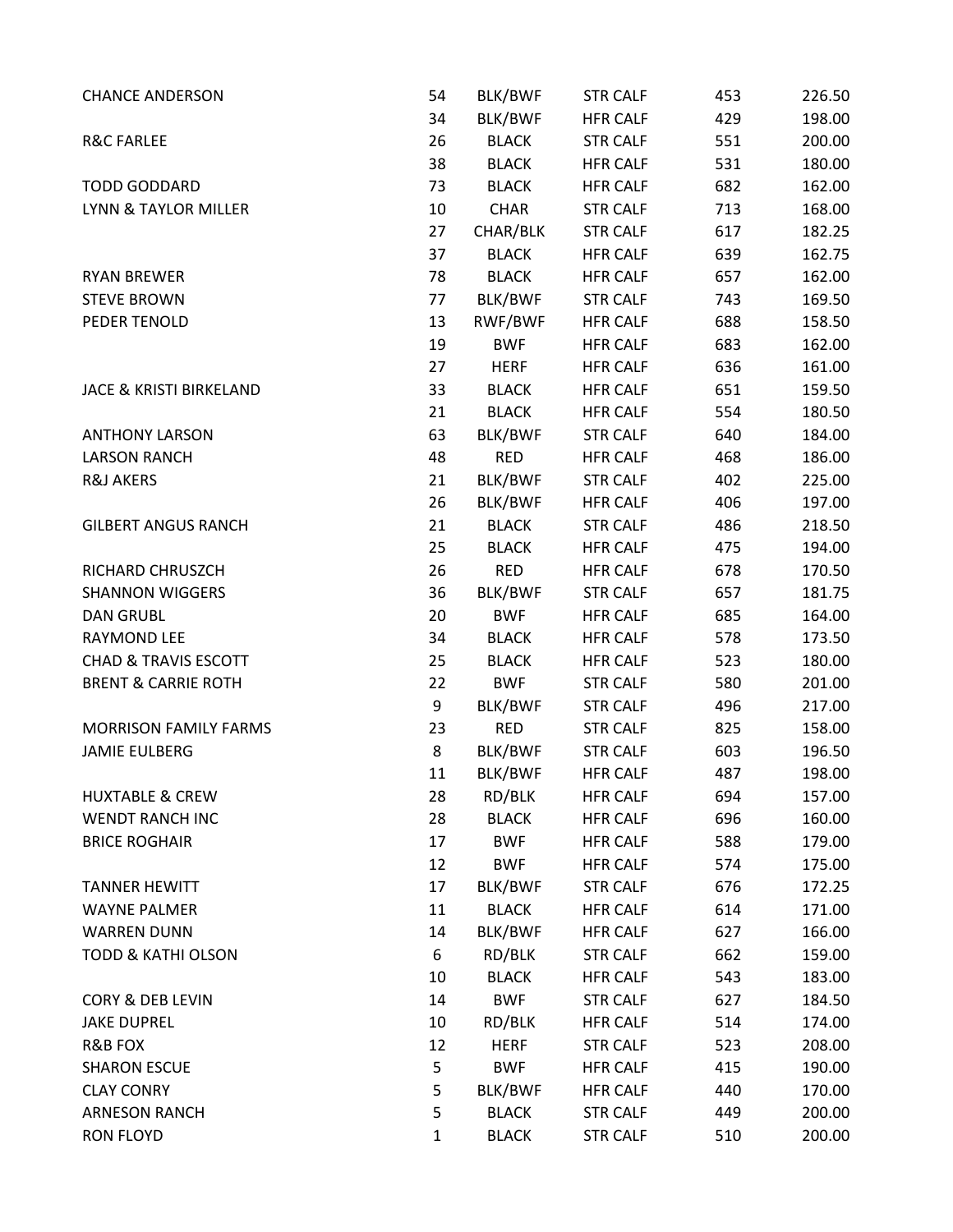| | | | | | |
|---|---|---|---|---|---|
| CHANCE ANDERSON | 54 | BLK/BWF | STR CALF | 453 | 226.50 |
| | 34 | BLK/BWF | HFR CALF | 429 | 198.00 |
| R&C FARLEE | 26 | BLACK | STR CALF | 551 | 200.00 |
| | 38 | BLACK | HFR CALF | 531 | 180.00 |
| TODD GODDARD | 73 | BLACK | HFR CALF | 682 | 162.00 |
| LYNN & TAYLOR MILLER | 10 | CHAR | STR CALF | 713 | 168.00 |
| | 27 | CHAR/BLK | STR CALF | 617 | 182.25 |
| | 37 | BLACK | HFR CALF | 639 | 162.75 |
| RYAN BREWER | 78 | BLACK | HFR CALF | 657 | 162.00 |
| STEVE BROWN | 77 | BLK/BWF | STR CALF | 743 | 169.50 |
| PEDER TENOLD | 13 | RWF/BWF | HFR CALF | 688 | 158.50 |
| | 19 | BWF | HFR CALF | 683 | 162.00 |
| | 27 | HERF | HFR CALF | 636 | 161.00 |
| JACE & KRISTI BIRKELAND | 33 | BLACK | HFR CALF | 651 | 159.50 |
| | 21 | BLACK | HFR CALF | 554 | 180.50 |
| ANTHONY LARSON | 63 | BLK/BWF | STR CALF | 640 | 184.00 |
| LARSON RANCH | 48 | RED | HFR CALF | 468 | 186.00 |
| R&J AKERS | 21 | BLK/BWF | STR CALF | 402 | 225.00 |
| | 26 | BLK/BWF | HFR CALF | 406 | 197.00 |
| GILBERT ANGUS RANCH | 21 | BLACK | STR CALF | 486 | 218.50 |
| | 25 | BLACK | HFR CALF | 475 | 194.00 |
| RICHARD CHRUSZCH | 26 | RED | HFR CALF | 678 | 170.50 |
| SHANNON WIGGERS | 36 | BLK/BWF | STR CALF | 657 | 181.75 |
| DAN GRUBL | 20 | BWF | HFR CALF | 685 | 164.00 |
| RAYMOND LEE | 34 | BLACK | HFR CALF | 578 | 173.50 |
| CHAD & TRAVIS ESCOTT | 25 | BLACK | HFR CALF | 523 | 180.00 |
| BRENT & CARRIE ROTH | 22 | BWF | STR CALF | 580 | 201.00 |
| | 9 | BLK/BWF | STR CALF | 496 | 217.00 |
| MORRISON FAMILY FARMS | 23 | RED | STR CALF | 825 | 158.00 |
| JAMIE EULBERG | 8 | BLK/BWF | STR CALF | 603 | 196.50 |
| | 11 | BLK/BWF | HFR CALF | 487 | 198.00 |
| HUXTABLE & CREW | 28 | RD/BLK | HFR CALF | 694 | 157.00 |
| WENDT RANCH INC | 28 | BLACK | HFR CALF | 696 | 160.00 |
| BRICE ROGHAIR | 17 | BWF | HFR CALF | 588 | 179.00 |
| | 12 | BWF | HFR CALF | 574 | 175.00 |
| TANNER HEWITT | 17 | BLK/BWF | STR CALF | 676 | 172.25 |
| WAYNE PALMER | 11 | BLACK | HFR CALF | 614 | 171.00 |
| WARREN DUNN | 14 | BLK/BWF | HFR CALF | 627 | 166.00 |
| TODD & KATHI OLSON | 6 | RD/BLK | STR CALF | 662 | 159.00 |
| | 10 | BLACK | HFR CALF | 543 | 183.00 |
| CORY & DEB LEVIN | 14 | BWF | STR CALF | 627 | 184.50 |
| JAKE DUPREL | 10 | RD/BLK | HFR CALF | 514 | 174.00 |
| R&B FOX | 12 | HERF | STR CALF | 523 | 208.00 |
| SHARON ESCUE | 5 | BWF | HFR CALF | 415 | 190.00 |
| CLAY CONRY | 5 | BLK/BWF | HFR CALF | 440 | 170.00 |
| ARNESON RANCH | 5 | BLACK | STR CALF | 449 | 200.00 |
| RON FLOYD | 1 | BLACK | STR CALF | 510 | 200.00 |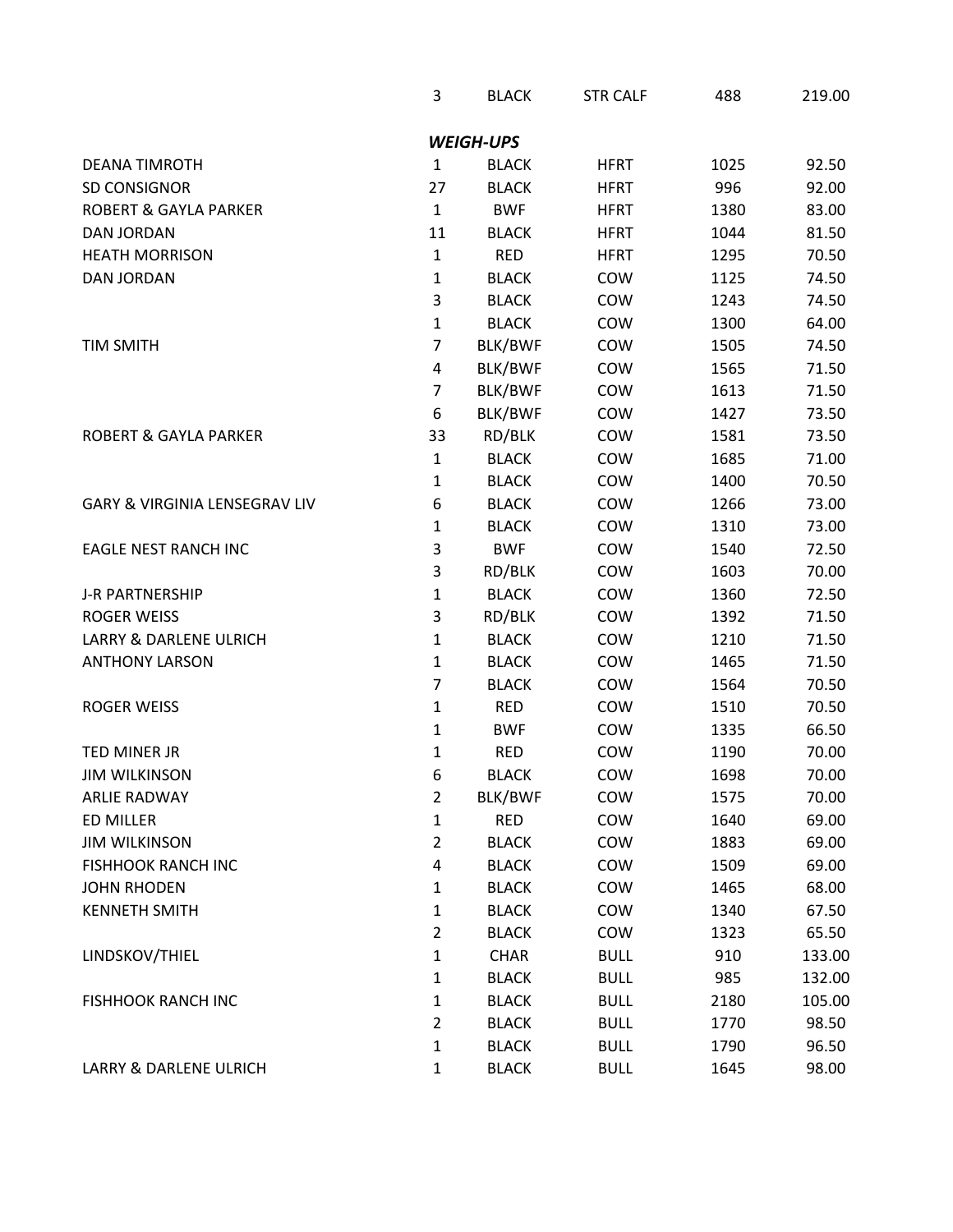| | | | | | |
|---|---|---|---|---|---|
| | 3 | BLACK | STR CALF | 488 | 219.00 |

***WEIGH-UPS***

| | | | | | |
|---|---|---|---|---|---|
| DEANA TIMROTH | 1 | BLACK | HFRT | 1025 | 92.50 |
| SD CONSIGNOR | 27 | BLACK | HFRT | 996 | 92.00 |
| ROBERT & GAYLA PARKER | 1 | BWF | HFRT | 1380 | 83.00 |
| DAN JORDAN | 11 | BLACK | HFRT | 1044 | 81.50 |
| HEATH MORRISON | 1 | RED | HFRT | 1295 | 70.50 |
| DAN JORDAN | 1 | BLACK | COW | 1125 | 74.50 |
| | 3 | BLACK | COW | 1243 | 74.50 |
| | 1 | BLACK | COW | 1300 | 64.00 |
| TIM SMITH | 7 | BLK/BWF | COW | 1505 | 74.50 |
| | 4 | BLK/BWF | COW | 1565 | 71.50 |
| | 7 | BLK/BWF | COW | 1613 | 71.50 |
| | 6 | BLK/BWF | COW | 1427 | 73.50 |
| ROBERT & GAYLA PARKER | 33 | RD/BLK | COW | 1581 | 73.50 |
| | 1 | BLACK | COW | 1685 | 71.00 |
| | 1 | BLACK | COW | 1400 | 70.50 |
| GARY & VIRGINIA LENSEGRAV LIV | 6 | BLACK | COW | 1266 | 73.00 |
| | 1 | BLACK | COW | 1310 | 73.00 |
| EAGLE NEST RANCH INC | 3 | BWF | COW | 1540 | 72.50 |
| | 3 | RD/BLK | COW | 1603 | 70.00 |
| J-R PARTNERSHIP | 1 | BLACK | COW | 1360 | 72.50 |
| ROGER WEISS | 3 | RD/BLK | COW | 1392 | 71.50 |
| LARRY & DARLENE ULRICH | 1 | BLACK | COW | 1210 | 71.50 |
| ANTHONY LARSON | 1 | BLACK | COW | 1465 | 71.50 |
| | 7 | BLACK | COW | 1564 | 70.50 |
| ROGER WEISS | 1 | RED | COW | 1510 | 70.50 |
| | 1 | BWF | COW | 1335 | 66.50 |
| TED MINER JR | 1 | RED | COW | 1190 | 70.00 |
| JIM WILKINSON | 6 | BLACK | COW | 1698 | 70.00 |
| ARLIE RADWAY | 2 | BLK/BWF | COW | 1575 | 70.00 |
| ED MILLER | 1 | RED | COW | 1640 | 69.00 |
| JIM WILKINSON | 2 | BLACK | COW | 1883 | 69.00 |
| FISHHOOK RANCH INC | 4 | BLACK | COW | 1509 | 69.00 |
| JOHN RHODEN | 1 | BLACK | COW | 1465 | 68.00 |
| KENNETH SMITH | 1 | BLACK | COW | 1340 | 67.50 |
| | 2 | BLACK | COW | 1323 | 65.50 |
| LINDSKOV/THIEL | 1 | CHAR | BULL | 910 | 133.00 |
| | 1 | BLACK | BULL | 985 | 132.00 |
| FISHHOOK RANCH INC | 1 | BLACK | BULL | 2180 | 105.00 |
| | 2 | BLACK | BULL | 1770 | 98.50 |
| | 1 | BLACK | BULL | 1790 | 96.50 |
| LARRY & DARLENE ULRICH | 1 | BLACK | BULL | 1645 | 98.00 |